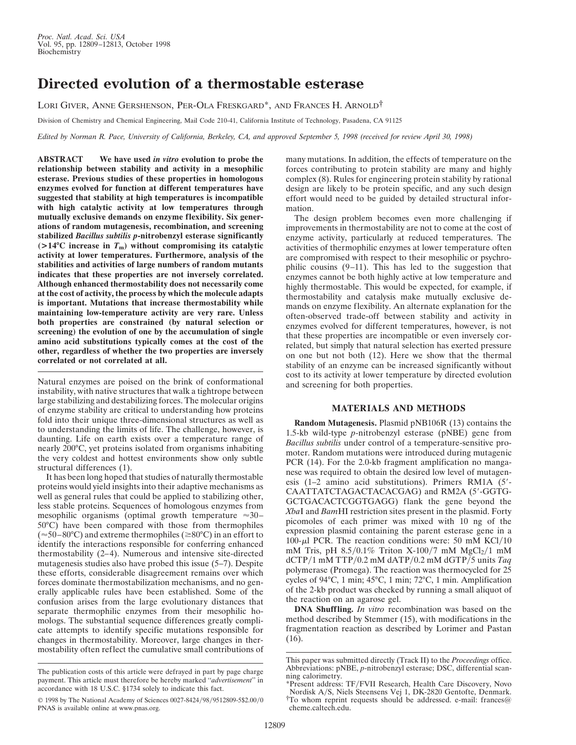# Directed evolution of a thermostable esterase

Lori Giver, Anne Gershenson, Per-Ola Freskgard*, and Frances H. Arnold†

Division of Chemistry and Chemical Engineering, Mail Code 210-41, California Institute of Technology, Pasadena, CA 91125

*Edited by Norman R. Pace, University of California, Berkeley, CA, and approved September 5, 1998 (received for review April 30, 1998)*

**ABSTRACT** **We have used *in vitro* evolution to probe the relationship between stability and activity in a mesophilic esterase. Previous studies of these properties in homologous enzymes evolved for function at different temperatures have suggested that stability at high temperatures is incompatible with high catalytic activity at low temperatures through mutually exclusive demands on enzyme flexibility. Six generations of random mutagenesis, recombination, and screening stabilized *Bacillus subtilis p*-nitrobenzyl esterase significantly (>14°C increase in $T_m$) without compromising its catalytic activity at lower temperatures. Furthermore, analysis of the stabilities and activities of large numbers of random mutants indicates that these properties are not inversely correlated. Although enhanced thermostability does not necessarily come at the cost of activity, the process by which the molecule adapts is important. Mutations that increase thermostability while maintaining low-temperature activity are very rare. Unless both properties are constrained (by natural selection or screening) the evolution of one by the accumulation of single amino acid substitutions typically comes at the cost of the other, regardless of whether the two properties are inversely correlated or not correlated at all.**

Natural enzymes are poised on the brink of conformational instability, with native structures that walk a tightrope between large stabilizing and destabilizing forces. The molecular origins of enzyme stability are critical to understanding how proteins fold into their unique three-dimensional structures as well as to understanding the limits of life. The challenge, however, is daunting. Life on earth exists over a temperature range of nearly 200°C, yet proteins isolated from organisms inhabiting the very coldest and hottest environments show only subtle structural differences (1).

It has been long hoped that studies of naturally thermostable proteins would yield insights into their adaptive mechanisms as well as general rules that could be applied to stabilizing other, less stable proteins. Sequences of homologous enzymes from mesophilic organisms (optimal growth temperature ≈30–50°C) have been compared with those from thermophiles (≈50–80°C) and extreme thermophiles (≥80°C) in an effort to identify the interactions responsible for conferring enhanced thermostability (2–4). Numerous and intensive site-directed mutagenesis studies also have probed this issue (5–7). Despite these efforts, considerable disagreement remains over which forces dominate thermostabilization mechanisms, and no generally applicable rules have been established. Some of the confusion arises from the large evolutionary distances that separate thermophilic enzymes from their mesophilic homologs. The substantial sequence differences greatly complicate attempts to identify specific mutations responsible for changes in thermostability. Moreover, large changes in thermostability often reflect the cumulative small contributions of many mutations. In addition, the effects of temperature on the forces contributing to protein stability are many and highly complex (8). Rules for engineering protein stability by rational design are likely to be protein specific, and any such design effort would need to be guided by detailed structural information.

The design problem becomes even more challenging if improvements in thermostability are not to come at the cost of enzyme activity, particularly at reduced temperatures. The activities of thermophilic enzymes at lower temperature often are compromised with respect to their mesophilic or psychrophilic cousins (9–11). This has led to the suggestion that enzymes cannot be both highly active at low temperature and highly thermostable. This would be expected, for example, if thermostability and catalysis make mutually exclusive demands on enzyme flexibility. An alternate explanation for the often-observed trade-off between stability and activity in enzymes evolved for different temperatures, however, is not that these properties are incompatible or even inversely correlated, but simply that natural selection has exerted pressure on one but not both (12). Here we show that the thermal stability of an enzyme can be increased significantly without cost to its activity at lower temperature by directed evolution and screening for both properties.

## MATERIALS AND METHODS

**Random Mutagenesis.** Plasmid pNB106R (13) contains the 1.5-kb wild-type *p*-nitrobenzyl esterase (pNBE) gene from *Bacillus subtilis* under control of a temperature-sensitive promoter. Random mutations were introduced during mutagenic PCR (14). For the 2.0-kb fragment amplification no manganese was required to obtain the desired low level of mutagenesis (1–2 amino acid substitutions). Primers RM1A (5′-CAATTATCTAGACTACACGAG) and RM2A (5′-GGTGGCTGACACTCGGTGAGG) flank the gene beyond the *Xba*I and *Bam*HI restriction sites present in the plasmid. Forty picomoles of each primer was mixed with 10 ng of the expression plasmid containing the parent esterase gene in a 100-μl PCR. The reaction conditions were: 50 mM KCl/10 mM Tris, pH 8.5/0.1% Triton X-100/7 mM $MgCl_2$/1 mM dCTP/1 mM TTP/0.2 mM dATP/0.2 mM dGTP/5 units *Taq* polymerase (Promega). The reaction was thermocycled for 25 cycles of 94°C, 1 min; 45°C, 1 min; 72°C, 1 min. Amplification of the 2-kb product was checked by running a small aliquot of the reaction on an agarose gel.

**DNA Shuffling.** *In vitro* recombination was based on the method described by Stemmer (15), with modifications in the fragmentation reaction as described by Lorimer and Pastan (16).

---

The publication costs of this article were defrayed in part by page charge payment. This article must therefore be hereby marked "*advertisement*" in accordance with 18 U.S.C. §1734 solely to indicate this fact.

© 1998 by The National Academy of Sciences 0027-8424/98/9512809-5$2.00/0
PNAS is available online at www.pnas.org.

This paper was submitted directly (Track II) to the *Proceedings* office.
Abbreviations: pNBE, *p*-nitrobenzyl esterase; DSC, differential scanning calorimetry.
*Present address: TF/FVII Research, Health Care Discovery, Novo Nordisk A/S, Niels Steensens Vej 1, DK-2820 Gentofte, Denmark.
†To whom reprint requests should be addressed. e-mail: frances@cheme.caltech.edu.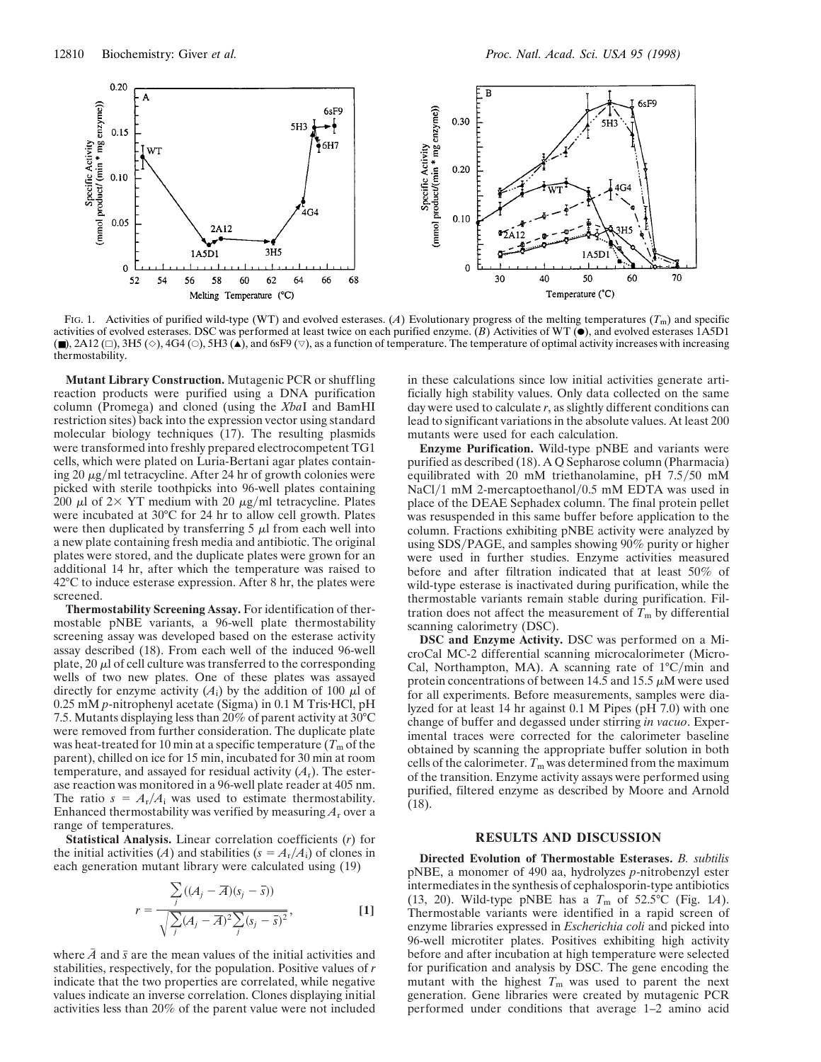FIG. 1. Activities of purified wild-type (WT) and evolved esterases. (*A*) Evolutionary progress of the melting temperatures ($T_m$) and specific activities of evolved esterases. DSC was performed at least twice on each purified enzyme. (*B*) Activities of WT (●), and evolved esterases 1A5D1 (■), 2A12 (□), 3H5 (◇), 4G4 (○), 5H3 (▲), and 6sF9 (▽), as a function of temperature. The temperature of optimal activity increases with increasing thermostability.

**Mutant Library Construction.** Mutagenic PCR or shuffling reaction products were purified using a DNA purification column (Promega) and cloned (using the *Xba*I and BamHI restriction sites) back into the expression vector using standard molecular biology techniques (17). The resulting plasmids were transformed into freshly prepared electrocompetent TG1 cells, which were plated on Luria-Bertani agar plates containing 20 μg/ml tetracycline. After 24 hr of growth colonies were picked with sterile toothpicks into 96-well plates containing 200 μl of 2× YT medium with 20 μg/ml tetracycline. Plates were incubated at 30°C for 24 hr to allow cell growth. Plates were then duplicated by transferring 5 μl from each well into a new plate containing fresh media and antibiotic. The original plates were stored, and the duplicate plates were grown for an additional 14 hr, after which the temperature was raised to 42°C to induce esterase expression. After 8 hr, the plates were screened.

**Thermostability Screening Assay.** For identification of thermostable pNBE variants, a 96-well plate thermostability screening assay was developed based on the esterase activity assay described (18). From each well of the induced 96-well plate, 20 μl of cell culture was transferred to the corresponding wells of two new plates. One of these plates was assayed directly for enzyme activity ($A_i$) by the addition of 100 μl of 0.25 mM *p*-nitrophenyl acetate (Sigma) in 0.1 M Tris·HCl, pH 7.5. Mutants displaying less than 20% of parent activity at 30°C were removed from further consideration. The duplicate plate was heat-treated for 10 min at a specific temperature ($T_m$ of the parent), chilled on ice for 15 min, incubated for 30 min at room temperature, and assayed for residual activity ($A_r$). The esterase reaction was monitored in a 96-well plate reader at 405 nm. The ratio $s = A_r/A_i$ was used to estimate thermostability. Enhanced thermostability was verified by measuring $A_r$ over a range of temperatures.

**Statistical Analysis.** Linear correlation coefficients ($r$) for the initial activities ($A$) and stabilities ($s = A_r/A_i$) of clones in each generation mutant library were calculated using (19)

$$r = \frac{\sum_j ((A_j - \bar{A})(s_j - \bar{s}))}{\sqrt{\sum_j (A_j - \bar{A})^2 \sum_j (s_j - \bar{s})^2}}, \qquad [1]$$

where $\bar{A}$ and $\bar{s}$ are the mean values of the initial activities and stabilities, respectively, for the population. Positive values of $r$ indicate that the two properties are correlated, while negative values indicate an inverse correlation. Clones displaying initial activities less than 20% of the parent value were not included in these calculations since low initial activities generate artificially high stability values. Only data collected on the same day were used to calculate $r$, as slightly different conditions can lead to significant variations in the absolute values. At least 200 mutants were used for each calculation.

**Enzyme Purification.** Wild-type pNBE and variants were purified as described (18). A Q Sepharose column (Pharmacia) equilibrated with 20 mM triethanolamine, pH 7.5/50 mM NaCl/1 mM 2-mercaptoethanol/0.5 mM EDTA was used in place of the DEAE Sephadex column. The final protein pellet was resuspended in this same buffer before application to the column. Fractions exhibiting pNBE activity were analyzed by using SDS/PAGE, and samples showing 90% purity or higher were used in further studies. Enzyme activities measured before and after filtration indicated that at least 50% of wild-type esterase is inactivated during purification, while the thermostable variants remain stable during purification. Filtration does not affect the measurement of $T_m$ by differential scanning calorimetry (DSC).

**DSC and Enzyme Activity.** DSC was performed on a MicroCal MC-2 differential scanning microcalorimeter (MicroCal, Northampton, MA). A scanning rate of 1°C/min and protein concentrations of between 14.5 and 15.5 μM were used for all experiments. Before measurements, samples were dialyzed for at least 14 hr against 0.1 M Pipes (pH 7.0) with one change of buffer and degassed under stirring *in vacuo*. Experimental traces were corrected for the calorimeter baseline obtained by scanning the appropriate buffer solution in both cells of the calorimeter. $T_m$ was determined from the maximum of the transition. Enzyme activity assays were performed using purified, filtered enzyme as described by Moore and Arnold (18).

## RESULTS AND DISCUSSION

**Directed Evolution of Thermostable Esterases.** *B. subtilis* pNBE, a monomer of 490 aa, hydrolyzes *p*-nitrobenzyl ester intermediates in the synthesis of cephalosporin-type antibiotics (13, 20). Wild-type pNBE has a $T_m$ of 52.5°C (Fig. 1*A*). Thermostable variants were identified in a rapid screen of enzyme libraries expressed in *Escherichia coli* and picked into 96-well microtiter plates. Positives exhibiting high activity before and after incubation at high temperature were selected for purification and analysis by DSC. The gene encoding the mutant with the highest $T_m$ was used to parent the next generation. Gene libraries were created by mutagenic PCR performed under conditions that average 1–2 amino acid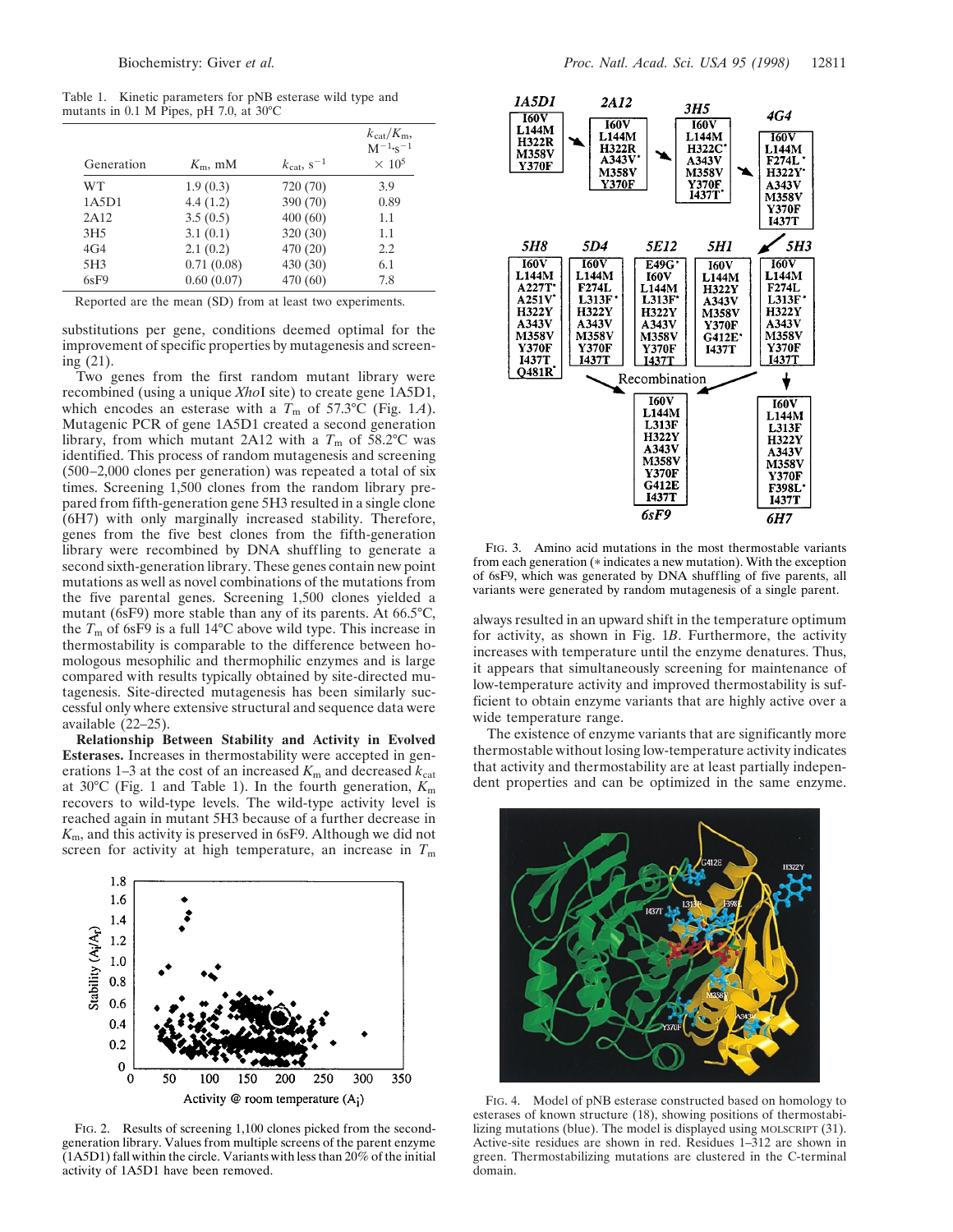Table 1. Kinetic parameters for pNB esterase wild type and mutants in 0.1 M Pipes, pH 7.0, at 30°C

| Generation | $K_m$, mM | $k_{cat}$, $s^{-1}$ | $k_{cat}/K_m$, $M^{-1} \cdot s^{-1}$ $\times 10^5$ |
|---|---|---|---|
| WT | 1.9 (0.3) | 720 (70) | 3.9 |
| 1A5D1 | 4.4 (1.2) | 390 (70) | 0.89 |
| 2A12 | 3.5 (0.5) | 400 (60) | 1.1 |
| 3H5 | 3.1 (0.1) | 320 (30) | 1.1 |
| 4G4 | 2.1 (0.2) | 470 (20) | 2.2 |
| 5H3 | 0.71 (0.08) | 430 (30) | 6.1 |
| 6sF9 | 0.60 (0.07) | 470 (60) | 7.8 |

Reported are the mean (SD) from at least two experiments.

substitutions per gene, conditions deemed optimal for the improvement of specific properties by mutagenesis and screening (21).

Two genes from the first random mutant library were recombined (using a unique *Xho*I site) to create gene 1A5D1, which encodes an esterase with a $T_m$ of 57.3°C (Fig. 1*A*). Mutagenic PCR of gene 1A5D1 created a second generation library, from which mutant 2A12 with a $T_m$ of 58.2°C was identified. This process of random mutagenesis and screening (500–2,000 clones per generation) was repeated a total of six times. Screening 1,500 clones from the random library prepared from fifth-generation gene 5H3 resulted in a single clone (6H7) with only marginally increased stability. Therefore, genes from the five best clones from the fifth-generation library were recombined by DNA shuffling to generate a second sixth-generation library. These genes contain new point mutations as well as novel combinations of the mutations from the five parental genes. Screening 1,500 clones yielded a mutant (6sF9) more stable than any of its parents. At 66.5°C, the $T_m$ of 6sF9 is a full 14°C above wild type. This increase in thermostability is comparable to the difference between homologous mesophilic and thermophilic enzymes and is large compared with results typically obtained by site-directed mutagenesis. Site-directed mutagenesis has been similarly successful only where extensive structural and sequence data were available (22–25).

**Relationship Between Stability and Activity in Evolved Esterases.** Increases in thermostability were accepted in generations 1–3 at the cost of an increased $K_m$ and decreased $k_{cat}$ at 30°C (Fig. 1 and Table 1). In the fourth generation, $K_m$ recovers to wild-type levels. The wild-type activity level is reached again in mutant 5H3 because of a further decrease in $K_m$, and this activity is preserved in 6sF9. Although we did not screen for activity at high temperature, an increase in $T_m$ always resulted in an upward shift in the temperature optimum for activity, as shown in Fig. 1*B*. Furthermore, the activity increases with temperature until the enzyme denatures. Thus, it appears that simultaneously screening for maintenance of low-temperature activity and improved thermostability is sufficient to obtain enzyme variants that are highly active over a wide temperature range.

The existence of enzyme variants that are significantly more thermostable without losing low-temperature activity indicates that activity and thermostability are at least partially independent properties and can be optimized in the same enzyme.

FIG. 2. Results of screening 1,100 clones picked from the second-generation library. Values from multiple screens of the parent enzyme (1A5D1) fall within the circle. Variants with less than 20% of the initial activity of 1A5D1 have been removed.

FIG. 3. Amino acid mutations in the most thermostable variants from each generation (* indicates a new mutation). With the exception of 6sF9, which was generated by DNA shuffling of five parents, all variants were generated by random mutagenesis of a single parent.

FIG. 4. Model of pNB esterase constructed based on homology to esterases of known structure (18), showing positions of thermostabilizing mutations (blue). The model is displayed using MOLSCRIPT (31). Active-site residues are shown in red. Residues 1–312 are shown in green. Thermostabilizing mutations are clustered in the C-terminal domain.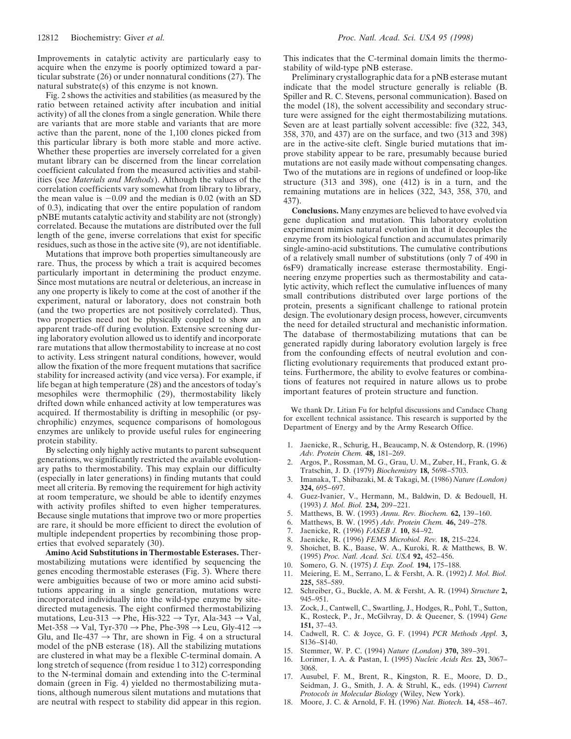Improvements in catalytic activity are particularly easy to acquire when the enzyme is poorly optimized toward a particular substrate (26) or under nonnatural conditions (27). The natural substrate(s) of this enzyme is not known.

Fig. 2 shows the activities and stabilities (as measured by the ratio between retained activity after incubation and initial activity) of all the clones from a single generation. While there are variants that are more stable and variants that are more active than the parent, none of the 1,100 clones picked from this particular library is both more stable and more active. Whether these properties are inversely correlated for a given mutant library can be discerned from the linear correlation coefficient calculated from the measured activities and stabilities (see *Materials and Methods*). Although the values of the correlation coefficients vary somewhat from library to library, the mean value is −0.09 and the median is 0.02 (with an SD of 0.3), indicating that over the entire population of random pNBE mutants catalytic activity and stability are not (strongly) correlated. Because the mutations are distributed over the full length of the gene, inverse correlations that exist for specific residues, such as those in the active site (9), are not identifiable.

Mutations that improve both properties simultaneously are rare. Thus, the process by which a trait is acquired becomes particularly important in determining the product enzyme. Since most mutations are neutral or deleterious, an increase in any one property is likely to come at the cost of another if the experiment, natural or laboratory, does not constrain both (and the two properties are not positively correlated). Thus, two properties need not be physically coupled to show an apparent trade-off during evolution. Extensive screening during laboratory evolution allowed us to identify and incorporate rare mutations that allow thermostability to increase at no cost to activity. Less stringent natural conditions, however, would allow the fixation of the more frequent mutations that sacrifice stability for increased activity (and vice versa). For example, if life began at high temperature (28) and the ancestors of today's mesophiles were thermophilic (29), thermostability likely drifted down while enhanced activity at low temperatures was acquired. If thermostability is drifting in mesophilic (or psychrophilic) enzymes, sequence comparisons of homologous enzymes are unlikely to provide useful rules for engineering protein stability.

By selecting only highly active mutants to parent subsequent generations, we significantly restricted the available evolutionary paths to thermostability. This may explain our difficulty (especially in later generations) in finding mutants that could meet all criteria. By removing the requirement for high activity at room temperature, we should be able to identify enzymes with activity profiles shifted to even higher temperatures. Because single mutations that improve two or more properties are rare, it should be more efficient to direct the evolution of multiple independent properties by recombining those properties that evolved separately (30).

**Amino Acid Substitutions in Thermostable Esterases.** Thermostabilizing mutations were identified by sequencing the genes encoding thermostable esterases (Fig. 3). Where there were ambiguities because of two or more amino acid substitutions appearing in a single generation, mutations were incorporated individually into the wild-type enzyme by site-directed mutagenesis. The eight confirmed thermostabilizing mutations, Leu-313 → Phe, His-322 → Tyr, Ala-343 → Val, Met-358 → Val, Tyr-370 → Phe, Phe-398 → Leu, Gly-412 → Glu, and Ile-437 → Thr, are shown in Fig. 4 on a structural model of the pNB esterase (18). All the stabilizing mutations are clustered in what may be a flexible C-terminal domain. A long stretch of sequence (from residue 1 to 312) corresponding to the N-terminal domain and extending into the C-terminal domain (green in Fig. 4) yielded no thermostabilizing mutations, although numerous silent mutations and mutations that are neutral with respect to stability did appear in this region. This indicates that the C-terminal domain limits the thermostability of wild-type pNB esterase.

Preliminary crystallographic data for a pNB esterase mutant indicate that the model structure generally is reliable (B. Spiller and R. C. Stevens, personal communication). Based on the model (18), the solvent accessibility and secondary structure were assigned for the eight thermostabilizing mutations. Seven are at least partially solvent accessible: five (322, 343, 358, 370, and 437) are on the surface, and two (313 and 398) are in the active-site cleft. Single buried mutations that improve stability appear to be rare, presumably because buried mutations are not easily made without compensating changes. Two of the mutations are in regions of undefined or loop-like structure (313 and 398), one (412) is in a turn, and the remaining mutations are in helices (322, 343, 358, 370, and 437).

**Conclusions.** Many enzymes are believed to have evolved via gene duplication and mutation. This laboratory evolution experiment mimics natural evolution in that it decouples the enzyme from its biological function and accumulates primarily single-amino-acid substitutions. The cumulative contributions of a relatively small number of substitutions (only 7 of 490 in 6sF9) dramatically increase esterase thermostability. Engineering enzyme properties such as thermostability and catalytic activity, which reflect the cumulative influences of many small contributions distributed over large portions of the protein, presents a significant challenge to rational protein design. The evolutionary design process, however, circumvents the need for detailed structural and mechanistic information. The database of thermostabilizing mutations that can be generated rapidly during laboratory evolution largely is free from the confounding effects of neutral evolution and conflicting evolutionary requirements that produced extant proteins. Furthermore, the ability to evolve features or combinations of features not required in nature allows us to probe important features of protein structure and function.

We thank Dr. Litian Fu for helpful discussions and Candace Chang for excellent technical assistance. This research is supported by the Department of Energy and by the Army Research Office.

1. Jaenicke, R., Schurig, H., Beaucamp, N. & Ostendorp, R. (1996) *Adv. Protein Chem.* **48,** 181–269.
2. Argos, P., Rossman, M. G., Grau, U. M., Zuber, H., Frank, G. & Tratschin, J. D. (1979) *Biochemistry* **18,** 5698–5703.
3. Imanaka, T., Shibazaki, M. & Takagi, M. (1986) *Nature (London)* **324,** 695–697.
4. Guez-Ivanier, V., Hermann, M., Baldwin, D. & Bedouell, H. (1993) *J. Mol. Biol.* **234,** 209–221.
5. Matthews, B. W. (1993) *Annu. Rev. Biochem.* **62,** 139–160.
6. Matthews, B. W. (1995) *Adv. Protein Chem.* **46,** 249–278.
7. Jaenicke, R. (1996) *FASEB J.* **10,** 84–92.
8. Jaenicke, R. (1996) *FEMS Microbiol. Rev.* **18,** 215–224.
9. Shoichet, B. K., Baase, W. A., Kuroki, R. & Matthews, B. W. (1995) *Proc. Natl. Acad. Sci. USA* **92,** 452–456.
10. Somero, G. N. (1975) *J. Exp. Zool.* **194,** 175–188.
11. Meiering, E. M., Serrano, L. & Fersht, A. R. (1992) *J. Mol. Biol.* **225,** 585–589.
12. Schreiber, G., Buckle, A. M. & Fersht, A. R. (1994) *Structure* **2,** 945–951.
13. Zock, J., Cantwell, C., Swartling, J., Hodges, R., Pohl, T., Sutton, K., Rosteck, P., Jr., McGilvray, D. & Queener, S. (1994) *Gene* **151,** 37–43.
14. Cadwell, R. C. & Joyce, G. F. (1994) *PCR Methods Appl.* **3,** S136–S140.
15. Stemmer, W. P. C. (1994) *Nature (London)* **370,** 389–391.
16. Lorimer, I. A. & Pastan, I. (1995) *Nucleic Acids Res.* **23,** 3067–3068.
17. Ausubel, F. M., Brent, R., Kingston, R. E., Moore, D. D., Seidman, J. G., Smith, J. A. & Struhl, K., eds. (1994) *Current Protocols in Molecular Biology* (Wiley, New York).
18. Moore, J. C. & Arnold, F. H. (1996) *Nat. Biotech.* **14,** 458–467.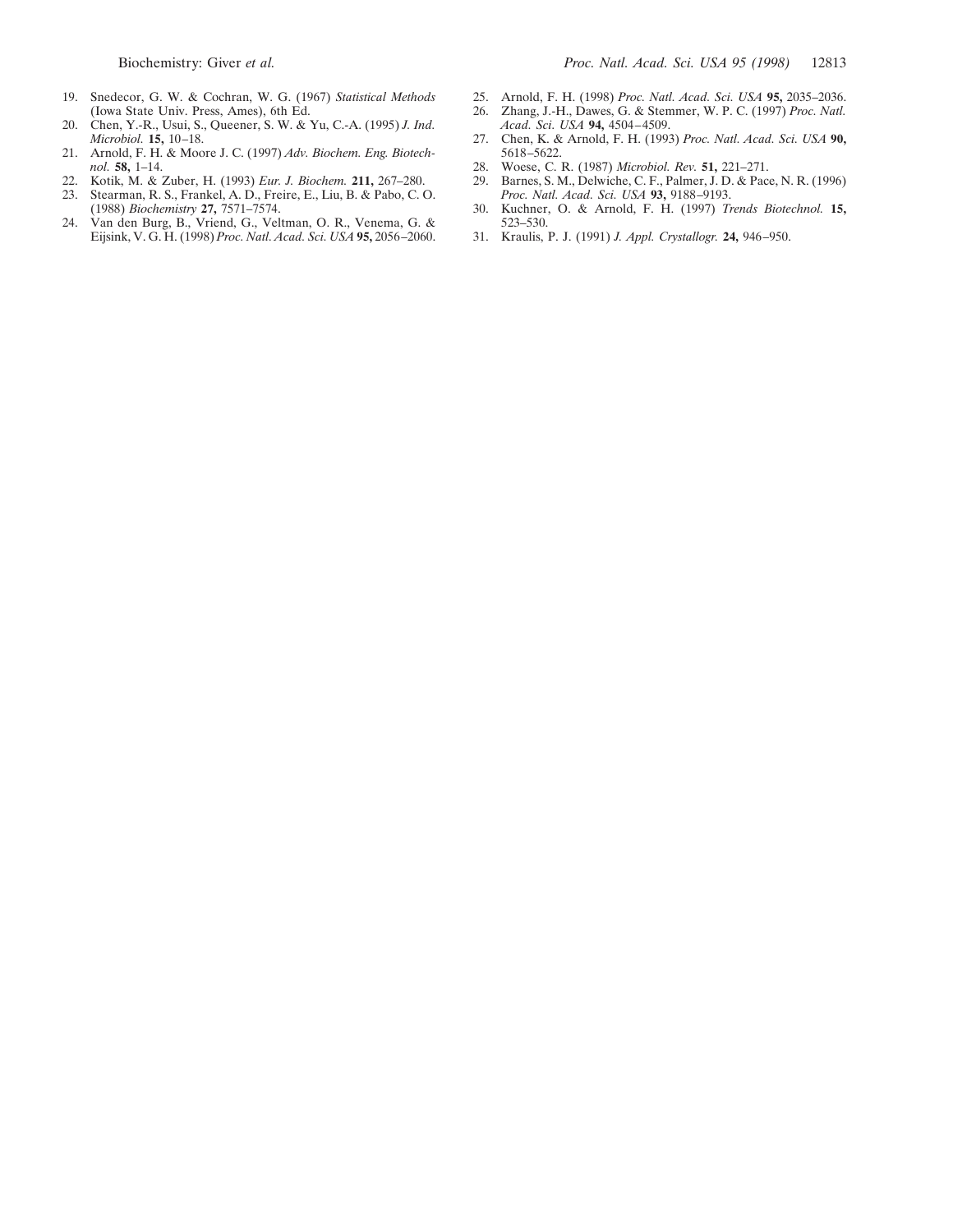19. Snedecor, G. W. & Cochran, W. G. (1967) *Statistical Methods* (Iowa State Univ. Press, Ames), 6th Ed.
20. Chen, Y.-R., Usui, S., Queener, S. W. & Yu, C.-A. (1995) *J. Ind. Microbiol.* **15,** 10–18.
21. Arnold, F. H. & Moore J. C. (1997) *Adv. Biochem. Eng. Biotechnol.* **58,** 1–14.
22. Kotik, M. & Zuber, H. (1993) *Eur. J. Biochem.* **211,** 267–280.
23. Stearman, R. S., Frankel, A. D., Freire, E., Liu, B. & Pabo, C. O. (1988) *Biochemistry* **27,** 7571–7574.
24. Van den Burg, B., Vriend, G., Veltman, O. R., Venema, G. & Eijsink, V. G. H. (1998) *Proc. Natl. Acad. Sci. USA* **95,** 2056–2060.
25. Arnold, F. H. (1998) *Proc. Natl. Acad. Sci. USA* **95,** 2035–2036.
26. Zhang, J.-H., Dawes, G. & Stemmer, W. P. C. (1997) *Proc. Natl. Acad. Sci. USA* **94,** 4504–4509.
27. Chen, K. & Arnold, F. H. (1993) *Proc. Natl. Acad. Sci. USA* **90,** 5618–5622.
28. Woese, C. R. (1987) *Microbiol. Rev.* **51,** 221–271.
29. Barnes, S. M., Delwiche, C. F., Palmer, J. D. & Pace, N. R. (1996) *Proc. Natl. Acad. Sci. USA* **93,** 9188–9193.
30. Kuchner, O. & Arnold, F. H. (1997) *Trends Biotechnol.* **15,** 523–530.
31. Kraulis, P. J. (1991) *J. Appl. Crystallogr.* **24,** 946–950.